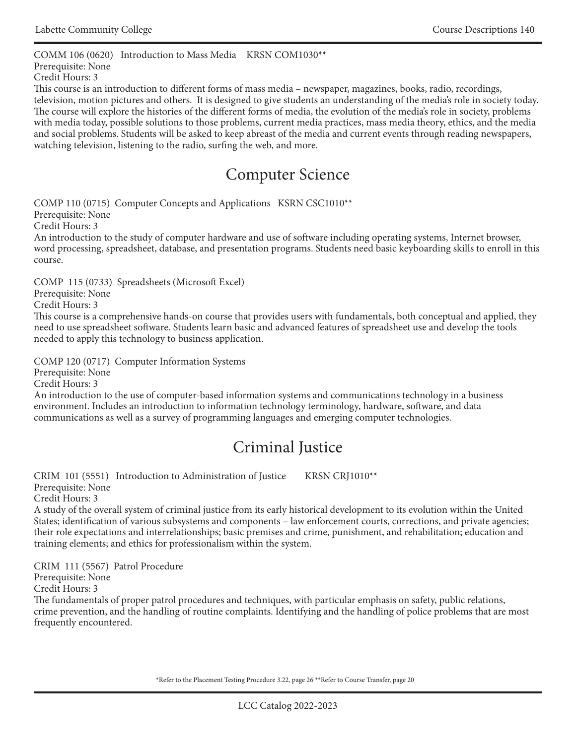COMM 106 (0620) Introduction to Mass Media KRSN COM1030**
Prerequisite: None
Credit Hours: 3
This course is an introduction to different forms of mass media – newspaper, magazines, books, radio, recordings, television, motion pictures and others. It is designed to give students an understanding of the media's role in society today. The course will explore the histories of the different forms of media, the evolution of the media's role in society, problems with media today, possible solutions to those problems, current media practices, mass media theory, ethics, and the media and social problems. Students will be asked to keep abreast of the media and current events through reading newspapers, watching television, listening to the radio, surfing the web, and more.

## Computer Science

COMP 110 (0715) Computer Concepts and Applications KSRN CSC1010**
Prerequisite: None
Credit Hours: 3
An introduction to the study of computer hardware and use of software including operating systems, Internet browser, word processing, spreadsheet, database, and presentation programs. Students need basic keyboarding skills to enroll in this course.

COMP 115 (0733) Spreadsheets (Microsoft Excel)
Prerequisite: None
Credit Hours: 3
This course is a comprehensive hands-on course that provides users with fundamentals, both conceptual and applied, they need to use spreadsheet software. Students learn basic and advanced features of spreadsheet use and develop the tools needed to apply this technology to business application.

COMP 120 (0717) Computer Information Systems
Prerequisite: None
Credit Hours: 3
An introduction to the use of computer-based information systems and communications technology in a business environment. Includes an introduction to information technology terminology, hardware, software, and data communications as well as a survey of programming languages and emerging computer technologies.

## Criminal Justice

CRIM 101 (5551) Introduction to Administration of Justice KRSN CRJ1010**
Prerequisite: None
Credit Hours: 3
A study of the overall system of criminal justice from its early historical development to its evolution within the United States; identification of various subsystems and components – law enforcement courts, corrections, and private agencies; their role expectations and interrelationships; basic premises and crime, punishment, and rehabilitation; education and training elements; and ethics for professionalism within the system.

CRIM 111 (5567) Patrol Procedure
Prerequisite: None
Credit Hours: 3
The fundamentals of proper patrol procedures and techniques, with particular emphasis on safety, public relations, crime prevention, and the handling of routine complaints. Identifying and the handling of police problems that are most frequently encountered.

*Refer to the Placement Testing Procedure 3.22, page 26 **Refer to Course Transfer, page 20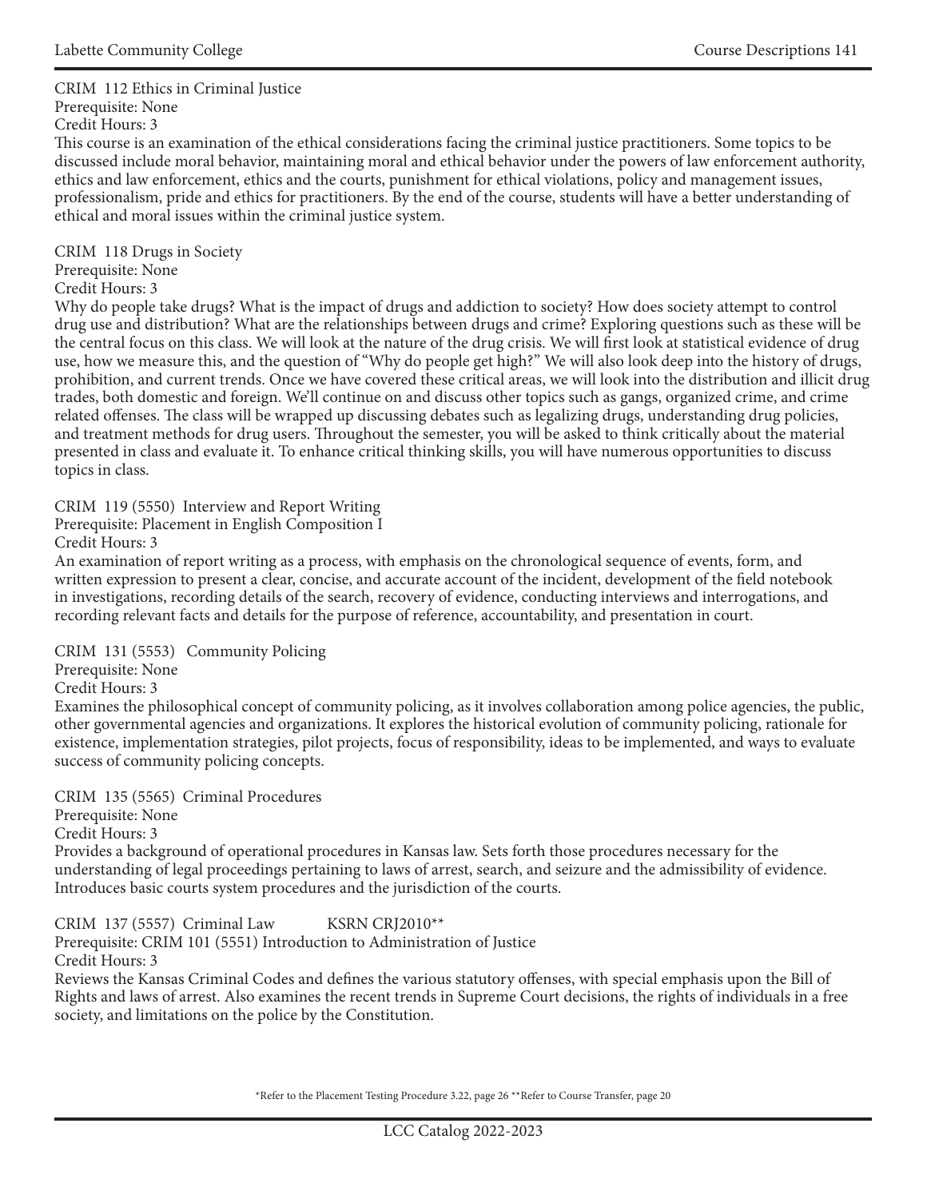CRIM 112 Ethics in Criminal Justice
Prerequisite: None
Credit Hours: 3
This course is an examination of the ethical considerations facing the criminal justice practitioners. Some topics to be discussed include moral behavior, maintaining moral and ethical behavior under the powers of law enforcement authority, ethics and law enforcement, ethics and the courts, punishment for ethical violations, policy and management issues, professionalism, pride and ethics for practitioners. By the end of the course, students will have a better understanding of ethical and moral issues within the criminal justice system.

CRIM 118 Drugs in Society
Prerequisite: None
Credit Hours: 3
Why do people take drugs? What is the impact of drugs and addiction to society? How does society attempt to control drug use and distribution? What are the relationships between drugs and crime? Exploring questions such as these will be the central focus on this class. We will look at the nature of the drug crisis. We will first look at statistical evidence of drug use, how we measure this, and the question of "Why do people get high?" We will also look deep into the history of drugs, prohibition, and current trends. Once we have covered these critical areas, we will look into the distribution and illicit drug trades, both domestic and foreign. We'll continue on and discuss other topics such as gangs, organized crime, and crime related offenses. The class will be wrapped up discussing debates such as legalizing drugs, understanding drug policies, and treatment methods for drug users. Throughout the semester, you will be asked to think critically about the material presented in class and evaluate it. To enhance critical thinking skills, you will have numerous opportunities to discuss topics in class.

CRIM 119 (5550) Interview and Report Writing
Prerequisite: Placement in English Composition I
Credit Hours: 3
An examination of report writing as a process, with emphasis on the chronological sequence of events, form, and written expression to present a clear, concise, and accurate account of the incident, development of the field notebook in investigations, recording details of the search, recovery of evidence, conducting interviews and interrogations, and recording relevant facts and details for the purpose of reference, accountability, and presentation in court.

CRIM 131 (5553) Community Policing
Prerequisite: None
Credit Hours: 3
Examines the philosophical concept of community policing, as it involves collaboration among police agencies, the public, other governmental agencies and organizations. It explores the historical evolution of community policing, rationale for existence, implementation strategies, pilot projects, focus of responsibility, ideas to be implemented, and ways to evaluate success of community policing concepts.

CRIM 135 (5565) Criminal Procedures
Prerequisite: None
Credit Hours: 3
Provides a background of operational procedures in Kansas law. Sets forth those procedures necessary for the understanding of legal proceedings pertaining to laws of arrest, search, and seizure and the admissibility of evidence. Introduces basic courts system procedures and the jurisdiction of the courts.

CRIM 137 (5557) Criminal Law KSRN CRJ2010**
Prerequisite: CRIM 101 (5551) Introduction to Administration of Justice
Credit Hours: 3
Reviews the Kansas Criminal Codes and defines the various statutory offenses, with special emphasis upon the Bill of Rights and laws of arrest. Also examines the recent trends in Supreme Court decisions, the rights of individuals in a free society, and limitations on the police by the Constitution.

*Refer to the Placement Testing Procedure 3.22, page 26 **Refer to Course Transfer, page 20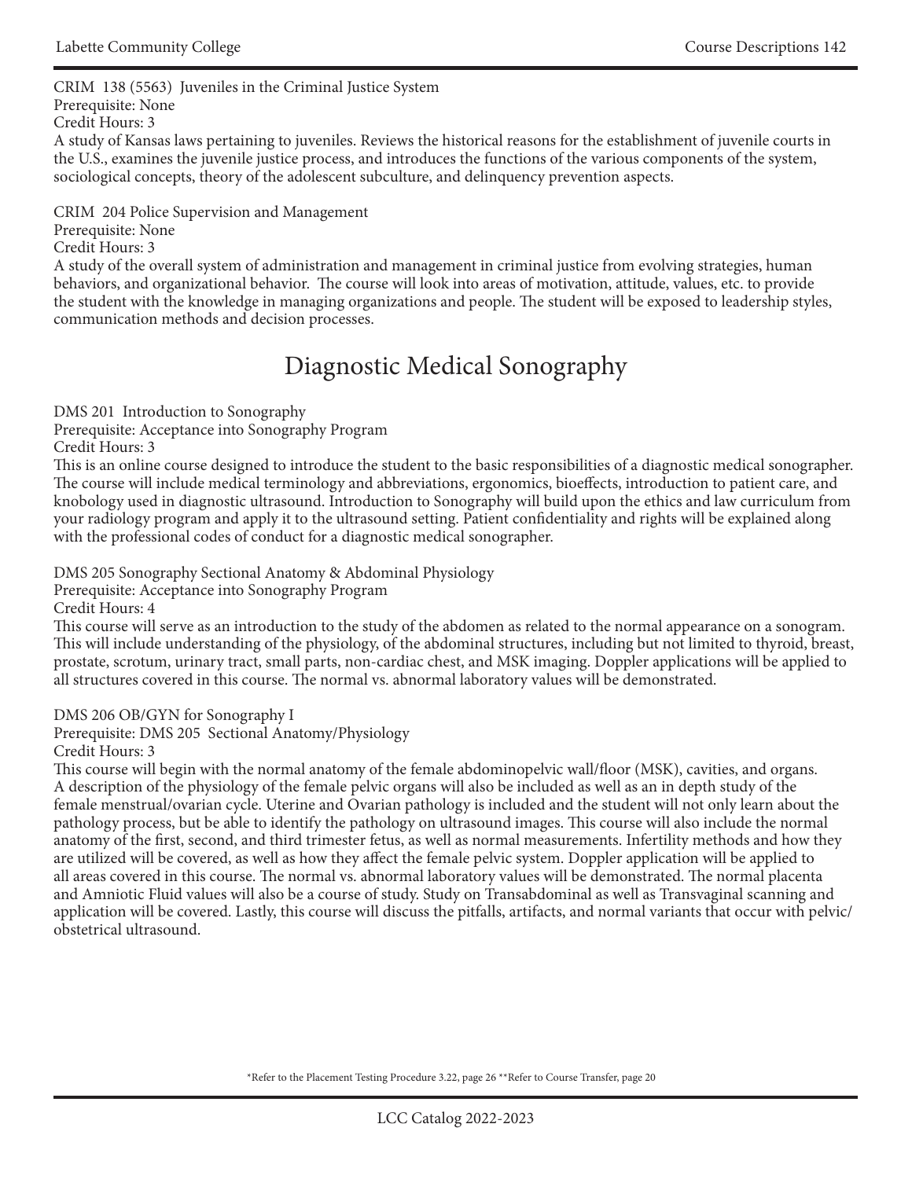CRIM 138 (5563) Juveniles in the Criminal Justice System
Prerequisite: None
Credit Hours: 3
A study of Kansas laws pertaining to juveniles. Reviews the historical reasons for the establishment of juvenile courts in the U.S., examines the juvenile justice process, and introduces the functions of the various components of the system, sociological concepts, theory of the adolescent subculture, and delinquency prevention aspects.

CRIM 204 Police Supervision and Management
Prerequisite: None
Credit Hours: 3
A study of the overall system of administration and management in criminal justice from evolving strategies, human behaviors, and organizational behavior. The course will look into areas of motivation, attitude, values, etc. to provide the student with the knowledge in managing organizations and people. The student will be exposed to leadership styles, communication methods and decision processes.

# Diagnostic Medical Sonography

DMS 201 Introduction to Sonography
Prerequisite: Acceptance into Sonography Program
Credit Hours: 3
This is an online course designed to introduce the student to the basic responsibilities of a diagnostic medical sonographer. The course will include medical terminology and abbreviations, ergonomics, bioeffects, introduction to patient care, and knobology used in diagnostic ultrasound. Introduction to Sonography will build upon the ethics and law curriculum from your radiology program and apply it to the ultrasound setting. Patient confidentiality and rights will be explained along with the professional codes of conduct for a diagnostic medical sonographer.

DMS 205 Sonography Sectional Anatomy & Abdominal Physiology
Prerequisite: Acceptance into Sonography Program
Credit Hours: 4
This course will serve as an introduction to the study of the abdomen as related to the normal appearance on a sonogram. This will include understanding of the physiology, of the abdominal structures, including but not limited to thyroid, breast, prostate, scrotum, urinary tract, small parts, non-cardiac chest, and MSK imaging. Doppler applications will be applied to all structures covered in this course. The normal vs. abnormal laboratory values will be demonstrated.

DMS 206 OB/GYN for Sonography I
Prerequisite: DMS 205 Sectional Anatomy/Physiology
Credit Hours: 3
This course will begin with the normal anatomy of the female abdominopelvic wall/floor (MSK), cavities, and organs. A description of the physiology of the female pelvic organs will also be included as well as an in depth study of the female menstrual/ovarian cycle. Uterine and Ovarian pathology is included and the student will not only learn about the pathology process, but be able to identify the pathology on ultrasound images. This course will also include the normal anatomy of the first, second, and third trimester fetus, as well as normal measurements. Infertility methods and how they are utilized will be covered, as well as how they affect the female pelvic system. Doppler application will be applied to all areas covered in this course. The normal vs. abnormal laboratory values will be demonstrated. The normal placenta and Amniotic Fluid values will also be a course of study. Study on Transabdominal as well as Transvaginal scanning and application will be covered. Lastly, this course will discuss the pitfalls, artifacts, and normal variants that occur with pelvic/obstetrical ultrasound.

*Refer to the Placement Testing Procedure 3.22, page 26 **Refer to Course Transfer, page 20